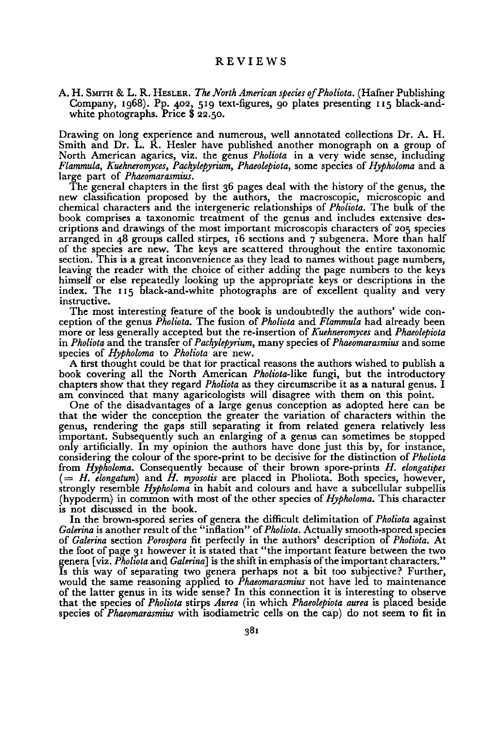# REVIEWS

A. H. SMITH & L. R. HESLER. *The North American species of Pholiota*. (Hafner Publishing Company, 1968). Pp. 402, 519 text-figures, 90 plates presenting 115 black-and-white photographs. Price $ 22.50.

Drawing on long experience and numerous, well annotated collections Dr. A. H. Smith and Dr. L. R. Hesler have published another monograph on a group of North American agarics, viz. the genus *Pholiota* in a very wide sense, including *Flammula*, *Kuehneromyces*, *Pachylepyrium*, *Phaeolepiota*, some species of *Hypholoma* and a large part of *Phaeomarasmius*.

The general chapters in the first 36 pages deal with the history of the genus, the new classification proposed by the authors, the macroscopic, microscopic and chemical characters and the intergeneric relationships of *Pholiota*. The bulk of the book comprises a taxonomic treatment of the genus and includes extensive descriptions and drawings of the most important microscopis characters of 205 species arranged in 48 groups called stirpes, 16 sections and 7 subgenera. More than half of the species are new. The keys are scattered throughout the entire taxonomic section. This is a great inconvenience as they lead to names without page numbers, leaving the reader with the choice of either adding the page numbers to the keys himself or else repeatedly looking up the appropriate keys or descriptions in the index. The 115 black-and-white photographs are of excellent quality and very instructive.

The most interesting feature of the book is undoubtedly the authors' wide conception of the genus *Pholiota*. The fusion of *Pholiota* and *Flammula* had already been more or less generally accepted but the re-insertion of *Kuehneromyces* and *Phaeolepiota* in *Pholiota* and the transfer of *Pachylepyrium*, many species of *Phaeomarasmius* and some species of *Hypholoma* to *Pholiota* are new.

A first thought could be that for practical reasons the authors wished to publish a book covering all the North American *Pholiota*-like fungi, but the introductory chapters show that they regard *Pholiota* as they circumscribe it as a natural genus. I am convinced that many agaricologists will disagree with them on this point.

One of the disadvantages of a large genus conception as adopted here can be that the wider the conception the greater the variation of characters within the genus, rendering the gaps still separating it from related genera relatively less important. Subsequently such an enlarging of a genus can sometimes be stopped only artificially. In my opinion the authors have done just this by, for instance, considering the colour of the spore-print to be decisive for the distinction of *Pholiota* from *Hypholoma*. Consequently because of their brown spore-prints *H. elongatipes* (= *H. elongatum*) and *H. myosotis* are placed in Pholiota. Both species, however, strongly resemble *Hypholoma* in habit and colours and have a subcellular subpellis (hypoderm) in common with most of the other species of *Hypholoma*. This character is not discussed in the book.

In the brown-spored series of genera the difficult delimitation of *Pholiota* against *Galerina* is another result of the "inflation" of *Pholiota*. Actually smooth-spored species of *Galerina* section *Porospora* fit perfectly in the authors' description of *Pholiota*. At the foot of page 31 however it is stated that "the important feature between the two genera [viz. *Pholiota* and *Galerina*] is the shift in emphasis of the important characters." Is this way of separating two genera perhaps not a bit too subjective? Further, would the same reasoning applied to *Phaeomarasmius* not have led to maintenance of the latter genus in its wide sense? In this connection it is interesting to observe that the species of *Pholiota* stirps *Aurea* (in which *Phaeolepiota aurea* is placed beside species of *Phaeomarasmius* with isodiametric cells on the cap) do not seem to fit in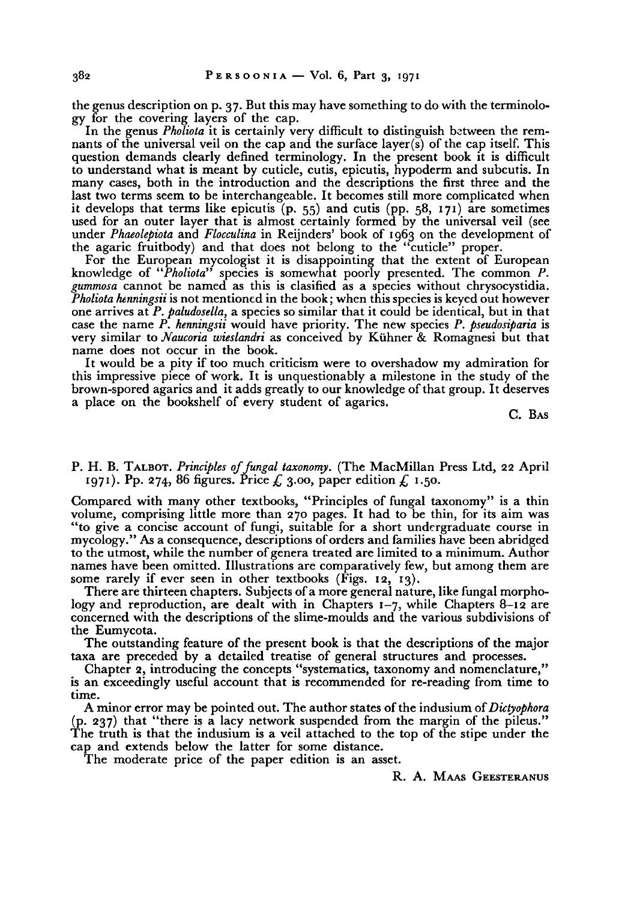the genus description on p. 37. But this may have something to do with the terminology for the covering layers of the cap.

In the genus *Pholiota* it is certainly very difficult to distinguish between the remnants of the universal veil on the cap and the surface layer(s) of the cap itself. This question demands clearly defined terminology. In the present book it is difficult to understand what is meant by cuticle, cutis, epicutis, hypoderm and subcutis. In many cases, both in the introduction and the descriptions the first three and the last two terms seem to be interchangeable. It becomes still more complicated when it develops that terms like epicutis (p. 55) and cutis (pp. 58, 171) are sometimes used for an outer layer that is almost certainly formed by the universal veil (see under *Phaeolepiota* and *Flocculina* in Reijnders' book of 1963 on the development of the agaric fruitbody) and that does not belong to the "cuticle" proper.

For the European mycologist it is disappointing that the extent of European knowledge of "*Pholiota*" species is somewhat poorly presented. The common *P. gummosa* cannot be named as this is clasified as a species without chrysocystidia. *Pholiota henningsii* is not mentioned in the book; when this species is keyed out however one arrives at *P. paludosella*, a species so similar that it could be identical, but in that case the name *P. henningsii* would have priority. The new species *P. pseudosiparia* is very similar to *Naucoria wieslandri* as conceived by Kühner & Romagnesi but that name does not occur in the book.

It would be a pity if too much criticism were to overshadow my admiration for this impressive piece of work. It is unquestionably a milestone in the study of the brown-spored agarics and it adds greatly to our knowledge of that group. It deserves a place on the bookshelf of every student of agarics.

C. Bas

P. H. B. Talbot. *Principles of fungal taxonomy*. (The MacMillan Press Ltd, 22 April 1971). Pp. 274, 86 figures. Price £ 3.00, paper edition £ 1.50.

Compared with many other textbooks, "Principles of fungal taxonomy" is a thin volume, comprising little more than 270 pages. It had to be thin, for its aim was "to give a concise account of fungi, suitable for a short undergraduate course in mycology." As a consequence, descriptions of orders and families have been abridged to the utmost, while the number of genera treated are limited to a minimum. Author names have been omitted. Illustrations are comparatively few, but among them are some rarely if ever seen in other textbooks (Figs. 12, 13).

There are thirteen chapters. Subjects of a more general nature, like fungal morphology and reproduction, are dealt with in Chapters 1–7, while Chapters 8–12 are concerned with the descriptions of the slime-moulds and the various subdivisions of the Eumycota.

The outstanding feature of the present book is that the descriptions of the major taxa are preceded by a detailed treatise of general structures and processes.

Chapter 2, introducing the concepts "systematics, taxonomy and nomenclature," is an exceedingly useful account that is recommended for re-reading from time to time.

A minor error may be pointed out. The author states of the indusium of *Dictyophora* (p. 237) that "there is a lacy network suspended from the margin of the pileus." The truth is that the indusium is a veil attached to the top of the stipe under the cap and extends below the latter for some distance.

The moderate price of the paper edition is an asset.

R. A. Maas Geesteranus